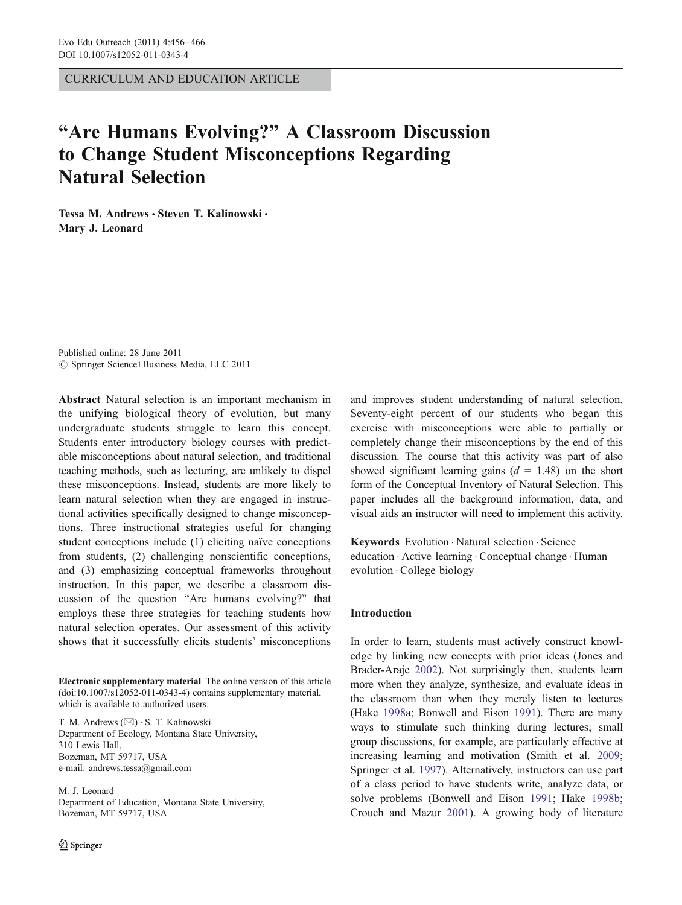CURRICULUM AND EDUCATION ARTICLE

# "Are Humans Evolving?" A Classroom Discussion to Change Student Misconceptions Regarding Natural Selection

**Tessa M. Andrews · Steven T. Kalinowski · Mary J. Leonard**

Published online: 28 June 2011
© Springer Science+Business Media, LLC 2011

**Abstract** Natural selection is an important mechanism in the unifying biological theory of evolution, but many undergraduate students struggle to learn this concept. Students enter introductory biology courses with predictable misconceptions about natural selection, and traditional teaching methods, such as lecturing, are unlikely to dispel these misconceptions. Instead, students are more likely to learn natural selection when they are engaged in instructional activities specifically designed to change misconceptions. Three instructional strategies useful for changing student conceptions include (1) eliciting naïve conceptions from students, (2) challenging nonscientific conceptions, and (3) emphasizing conceptual frameworks throughout instruction. In this paper, we describe a classroom discussion of the question "Are humans evolving?" that employs these three strategies for teaching students how natural selection operates. Our assessment of this activity shows that it successfully elicits students' misconceptions and improves student understanding of natural selection. Seventy-eight percent of our students who began this exercise with misconceptions were able to partially or completely change their misconceptions by the end of this discussion. The course that this activity was part of also showed significant learning gains ($d$ = 1.48) on the short form of the Conceptual Inventory of Natural Selection. This paper includes all the background information, data, and visual aids an instructor will need to implement this activity.

**Keywords** Evolution · Natural selection · Science education · Active learning · Conceptual change · Human evolution · College biology

**Electronic supplementary material** The online version of this article (doi:10.1007/s12052-011-0343-4) contains supplementary material, which is available to authorized users.

T. M. Andrews (✉) · S. T. Kalinowski
Department of Ecology, Montana State University,
310 Lewis Hall,
Bozeman, MT 59717, USA
e-mail: andrews.tessa@gmail.com

M. J. Leonard
Department of Education, Montana State University,
Bozeman, MT 59717, USA

## Introduction

In order to learn, students must actively construct knowledge by linking new concepts with prior ideas (Jones and Brader-Araje 2002). Not surprisingly then, students learn more when they analyze, synthesize, and evaluate ideas in the classroom than when they merely listen to lectures (Hake 1998a; Bonwell and Eison 1991). There are many ways to stimulate such thinking during lectures; small group discussions, for example, are particularly effective at increasing learning and motivation (Smith et al. 2009; Springer et al. 1997). Alternatively, instructors can use part of a class period to have students write, analyze data, or solve problems (Bonwell and Eison 1991; Hake 1998b; Crouch and Mazur 2001). A growing body of literature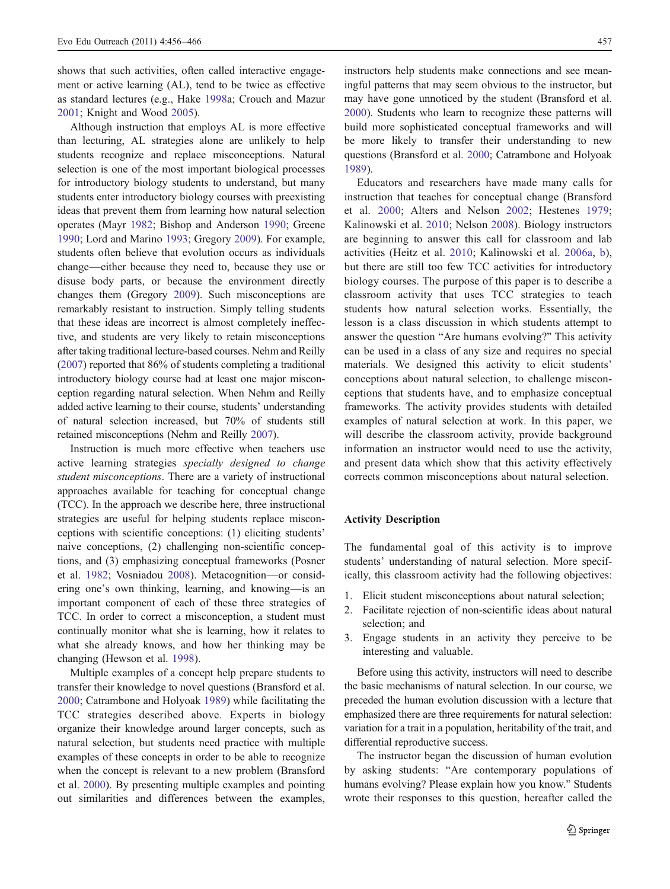shows that such activities, often called interactive engagement or active learning (AL), tend to be twice as effective as standard lectures (e.g., Hake 1998a; Crouch and Mazur 2001; Knight and Wood 2005).

Although instruction that employs AL is more effective than lecturing, AL strategies alone are unlikely to help students recognize and replace misconceptions. Natural selection is one of the most important biological processes for introductory biology students to understand, but many students enter introductory biology courses with preexisting ideas that prevent them from learning how natural selection operates (Mayr 1982; Bishop and Anderson 1990; Greene 1990; Lord and Marino 1993; Gregory 2009). For example, students often believe that evolution occurs as individuals change—either because they need to, because they use or disuse body parts, or because the environment directly changes them (Gregory 2009). Such misconceptions are remarkably resistant to instruction. Simply telling students that these ideas are incorrect is almost completely ineffective, and students are very likely to retain misconceptions after taking traditional lecture-based courses. Nehm and Reilly (2007) reported that 86% of students completing a traditional introductory biology course had at least one major misconception regarding natural selection. When Nehm and Reilly added active learning to their course, students' understanding of natural selection increased, but 70% of students still retained misconceptions (Nehm and Reilly 2007).

Instruction is much more effective when teachers use active learning strategies *specially designed to change student misconceptions*. There are a variety of instructional approaches available for teaching for conceptual change (TCC). In the approach we describe here, three instructional strategies are useful for helping students replace misconceptions with scientific conceptions: (1) eliciting students' naive conceptions, (2) challenging non-scientific conceptions, and (3) emphasizing conceptual frameworks (Posner et al. 1982; Vosniadou 2008). Metacognition—or considering one's own thinking, learning, and knowing—is an important component of each of these three strategies of TCC. In order to correct a misconception, a student must continually monitor what she is learning, how it relates to what she already knows, and how her thinking may be changing (Hewson et al. 1998).

Multiple examples of a concept help prepare students to transfer their knowledge to novel questions (Bransford et al. 2000; Catrambone and Holyoak 1989) while facilitating the TCC strategies described above. Experts in biology organize their knowledge around larger concepts, such as natural selection, but students need practice with multiple examples of these concepts in order to be able to recognize when the concept is relevant to a new problem (Bransford et al. 2000). By presenting multiple examples and pointing out similarities and differences between the examples, instructors help students make connections and see meaningful patterns that may seem obvious to the instructor, but may have gone unnoticed by the student (Bransford et al. 2000). Students who learn to recognize these patterns will build more sophisticated conceptual frameworks and will be more likely to transfer their understanding to new questions (Bransford et al. 2000; Catrambone and Holyoak 1989).

Educators and researchers have made many calls for instruction that teaches for conceptual change (Bransford et al. 2000; Alters and Nelson 2002; Hestenes 1979; Kalinowski et al. 2010; Nelson 2008). Biology instructors are beginning to answer this call for classroom and lab activities (Heitz et al. 2010; Kalinowski et al. 2006a, b), but there are still too few TCC activities for introductory biology courses. The purpose of this paper is to describe a classroom activity that uses TCC strategies to teach students how natural selection works. Essentially, the lesson is a class discussion in which students attempt to answer the question "Are humans evolving?" This activity can be used in a class of any size and requires no special materials. We designed this activity to elicit students' conceptions about natural selection, to challenge misconceptions that students have, and to emphasize conceptual frameworks. The activity provides students with detailed examples of natural selection at work. In this paper, we will describe the classroom activity, provide background information an instructor would need to use the activity, and present data which show that this activity effectively corrects common misconceptions about natural selection.

## Activity Description

The fundamental goal of this activity is to improve students' understanding of natural selection. More specifically, this classroom activity had the following objectives:

1. Elicit student misconceptions about natural selection;
2. Facilitate rejection of non-scientific ideas about natural selection; and
3. Engage students in an activity they perceive to be interesting and valuable.

Before using this activity, instructors will need to describe the basic mechanisms of natural selection. In our course, we preceded the human evolution discussion with a lecture that emphasized there are three requirements for natural selection: variation for a trait in a population, heritability of the trait, and differential reproductive success.

The instructor began the discussion of human evolution by asking students: "Are contemporary populations of humans evolving? Please explain how you know." Students wrote their responses to this question, hereafter called the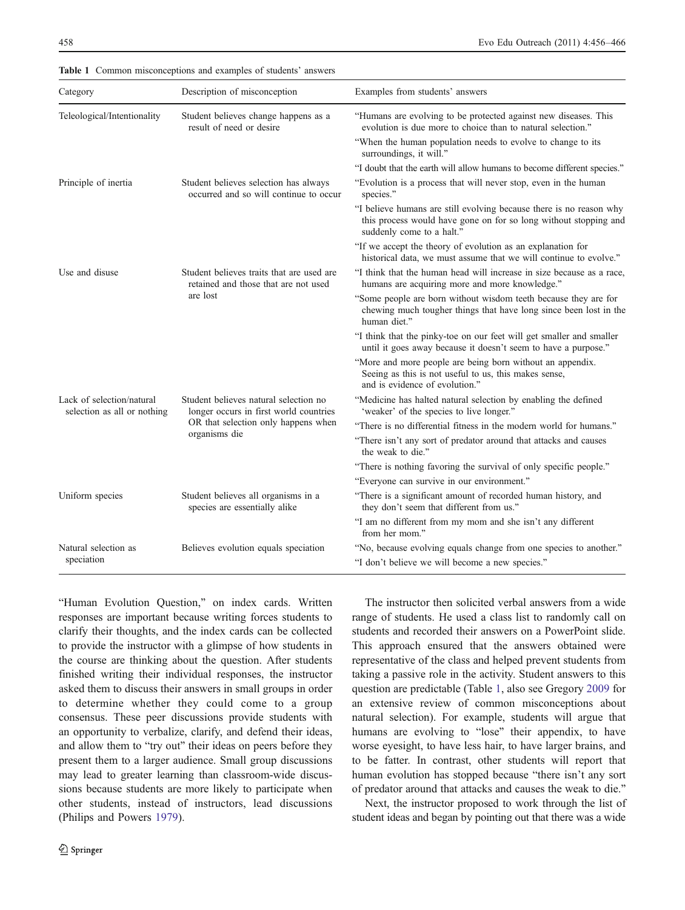**Table 1** Common misconceptions and examples of students' answers

| Category | Description of misconception | Examples from students' answers |
|---|---|---|
| Teleological/Intentionality | Student believes change happens as a result of need or desire | "Humans are evolving to be protected against new diseases. This evolution is due more to choice than to natural selection." |
| | | "When the human population needs to evolve to change to its surroundings, it will." |
| | | "I doubt that the earth will allow humans to become different species." |
| Principle of inertia | Student believes selection has always occurred and so will continue to occur | "Evolution is a process that will never stop, even in the human species." |
| | | "I believe humans are still evolving because there is no reason why this process would have gone on for so long without stopping and suddenly come to a halt." |
| | | "If we accept the theory of evolution as an explanation for historical data, we must assume that we will continue to evolve." |
| Use and disuse | Student believes traits that are used are retained and those that are not used are lost | "I think that the human head will increase in size because as a race, humans are acquiring more and more knowledge." |
| | | "Some people are born without wisdom teeth because they are for chewing much tougher things that have long since been lost in the human diet." |
| | | "I think that the pinky-toe on our feet will get smaller and smaller until it goes away because it doesn't seem to have a purpose." |
| | | "More and more people are being born without an appendix. Seeing as this is not useful to us, this makes sense, and is evidence of evolution." |
| Lack of selection/natural selection as all or nothing | Student believes natural selection no longer occurs in first world countries OR that selection only happens when organisms die | "Medicine has halted natural selection by enabling the defined 'weaker' of the species to live longer." |
| | | "There is no differential fitness in the modern world for humans." |
| | | "There isn't any sort of predator around that attacks and causes the weak to die." |
| | | "There is nothing favoring the survival of only specific people." |
| | | "Everyone can survive in our environment." |
| Uniform species | Student believes all organisms in a species are essentially alike | "There is a significant amount of recorded human history, and they don't seem that different from us." |
| | | "I am no different from my mom and she isn't any different from her mom." |
| Natural selection as speciation | Believes evolution equals speciation | "No, because evolving equals change from one species to another." |
| | | "I don't believe we will become a new species." |

"Human Evolution Question," on index cards. Written responses are important because writing forces students to clarify their thoughts, and the index cards can be collected to provide the instructor with a glimpse of how students in the course are thinking about the question. After students finished writing their individual responses, the instructor asked them to discuss their answers in small groups in order to determine whether they could come to a group consensus. These peer discussions provide students with an opportunity to verbalize, clarify, and defend their ideas, and allow them to "try out" their ideas on peers before they present them to a larger audience. Small group discussions may lead to greater learning than classroom-wide discussions because students are more likely to participate when other students, instead of instructors, lead discussions (Philips and Powers 1979).

The instructor then solicited verbal answers from a wide range of students. He used a class list to randomly call on students and recorded their answers on a PowerPoint slide. This approach ensured that the answers obtained were representative of the class and helped prevent students from taking a passive role in the activity. Student answers to this question are predictable (Table 1, also see Gregory 2009 for an extensive review of common misconceptions about natural selection). For example, students will argue that humans are evolving to "lose" their appendix, to have worse eyesight, to have less hair, to have larger brains, and to be fatter. In contrast, other students will report that human evolution has stopped because "there isn't any sort of predator around that attacks and causes the weak to die."

Next, the instructor proposed to work through the list of student ideas and began by pointing out that there was a wide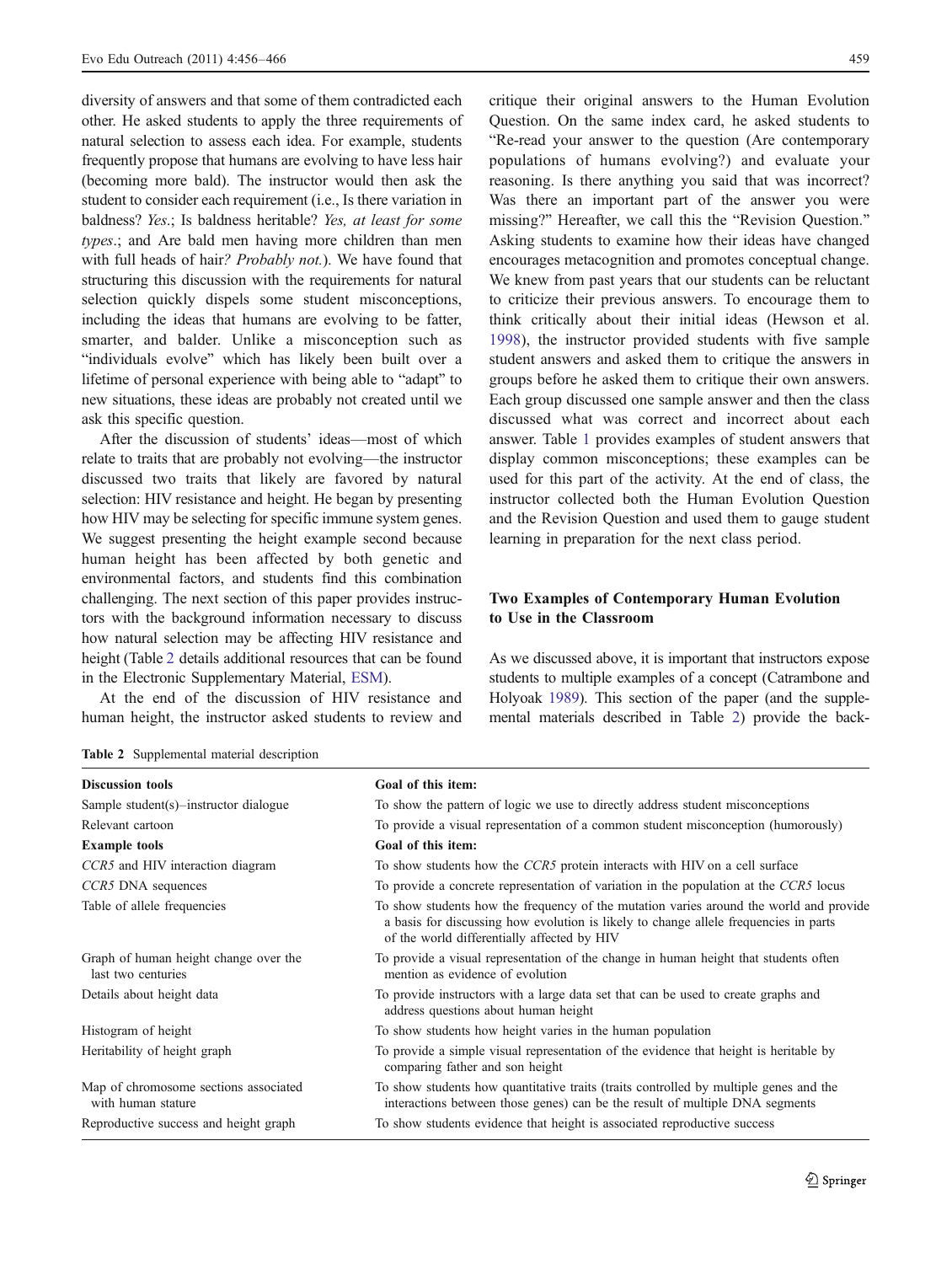diversity of answers and that some of them contradicted each other. He asked students to apply the three requirements of natural selection to assess each idea. For example, students frequently propose that humans are evolving to have less hair (becoming more bald). The instructor would then ask the student to consider each requirement (i.e., Is there variation in baldness? *Yes.*; Is baldness heritable? *Yes, at least for some types.*; and Are bald men having more children than men with full heads of hair? *Probably not.*). We have found that structuring this discussion with the requirements for natural selection quickly dispels some student misconceptions, including the ideas that humans are evolving to be fatter, smarter, and balder. Unlike a misconception such as "individuals evolve" which has likely been built over a lifetime of personal experience with being able to "adapt" to new situations, these ideas are probably not created until we ask this specific question.

After the discussion of students' ideas—most of which relate to traits that are probably not evolving—the instructor discussed two traits that likely are favored by natural selection: HIV resistance and height. He began by presenting how HIV may be selecting for specific immune system genes. We suggest presenting the height example second because human height has been affected by both genetic and environmental factors, and students find this combination challenging. The next section of this paper provides instructors with the background information necessary to discuss how natural selection may be affecting HIV resistance and height (Table 2 details additional resources that can be found in the Electronic Supplementary Material, ESM).

At the end of the discussion of HIV resistance and human height, the instructor asked students to review and critique their original answers to the Human Evolution Question. On the same index card, he asked students to "Re-read your answer to the question (Are contemporary populations of humans evolving?) and evaluate your reasoning. Is there anything you said that was incorrect? Was there an important part of the answer you were missing?" Hereafter, we call this the "Revision Question." Asking students to examine how their ideas have changed encourages metacognition and promotes conceptual change. We knew from past years that our students can be reluctant to criticize their previous answers. To encourage them to think critically about their initial ideas (Hewson et al. 1998), the instructor provided students with five sample student answers and asked them to critique the answers in groups before he asked them to critique their own answers. Each group discussed one sample answer and then the class discussed what was correct and incorrect about each answer. Table 1 provides examples of student answers that display common misconceptions; these examples can be used for this part of the activity. At the end of class, the instructor collected both the Human Evolution Question and the Revision Question and used them to gauge student learning in preparation for the next class period.

## Two Examples of Contemporary Human Evolution to Use in the Classroom

As we discussed above, it is important that instructors expose students to multiple examples of a concept (Catrambone and Holyoak 1989). This section of the paper (and the supplemental materials described in Table 2) provide the back-

Table 2 Supplemental material description

| **Discussion tools** | **Goal of this item:** |
|---|---|
| Sample student(s)–instructor dialogue | To show the pattern of logic we use to directly address student misconceptions |
| Relevant cartoon | To provide a visual representation of a common student misconception (humorously) |
| **Example tools** | **Goal of this item:** |
| *CCR5* and HIV interaction diagram | To show students how the *CCR5* protein interacts with HIV on a cell surface |
| *CCR5* DNA sequences | To provide a concrete representation of variation in the population at the *CCR5* locus |
| Table of allele frequencies | To show students how the frequency of the mutation varies around the world and provide a basis for discussing how evolution is likely to change allele frequencies in parts of the world differentially affected by HIV |
| Graph of human height change over the last two centuries | To provide a visual representation of the change in human height that students often mention as evidence of evolution |
| Details about height data | To provide instructors with a large data set that can be used to create graphs and address questions about human height |
| Histogram of height | To show students how height varies in the human population |
| Heritability of height graph | To provide a simple visual representation of the evidence that height is heritable by comparing father and son height |
| Map of chromosome sections associated with human stature | To show students how quantitative traits (traits controlled by multiple genes and the interactions between those genes) can be the result of multiple DNA segments |
| Reproductive success and height graph | To show students evidence that height is associated reproductive success |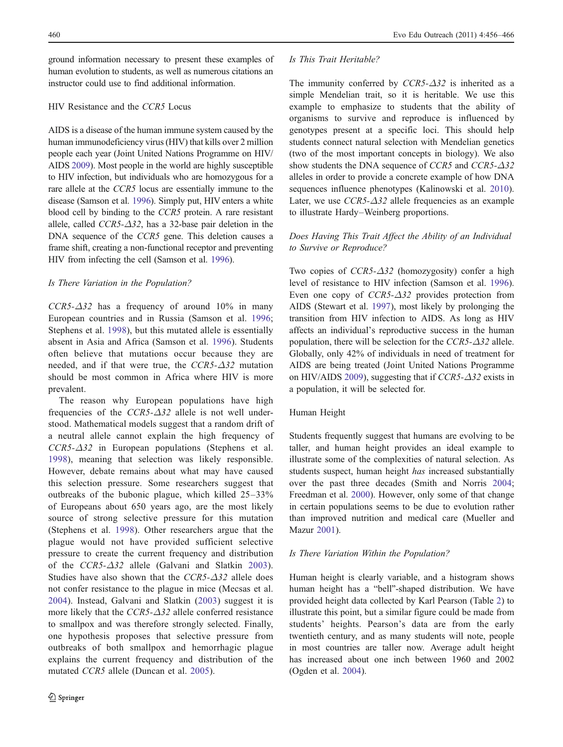ground information necessary to present these examples of human evolution to students, as well as numerous citations an instructor could use to find additional information.

## HIV Resistance and the *CCR5* Locus

AIDS is a disease of the human immune system caused by the human immunodeficiency virus (HIV) that kills over 2 million people each year (Joint United Nations Programme on HIV/AIDS 2009). Most people in the world are highly susceptible to HIV infection, but individuals who are homozygous for a rare allele at the *CCR5* locus are essentially immune to the disease (Samson et al. 1996). Simply put, HIV enters a white blood cell by binding to the *CCR5* protein. A rare resistant allele, called *CCR5-Δ32*, has a 32-base pair deletion in the DNA sequence of the *CCR5* gene. This deletion causes a frame shift, creating a non-functional receptor and preventing HIV from infecting the cell (Samson et al. 1996).

### *Is There Variation in the Population?*

*CCR5-Δ32* has a frequency of around 10% in many European countries and in Russia (Samson et al. 1996; Stephens et al. 1998), but this mutated allele is essentially absent in Asia and Africa (Samson et al. 1996). Students often believe that mutations occur because they are needed, and if that were true, the *CCR5-Δ32* mutation should be most common in Africa where HIV is more prevalent.

The reason why European populations have high frequencies of the *CCR5-Δ32* allele is not well understood. Mathematical models suggest that a random drift of a neutral allele cannot explain the high frequency of *CCR5-Δ32* in European populations (Stephens et al. 1998), meaning that selection was likely responsible. However, debate remains about what may have caused this selection pressure. Some researchers suggest that outbreaks of the bubonic plague, which killed 25–33% of Europeans about 650 years ago, are the most likely source of strong selective pressure for this mutation (Stephens et al. 1998). Other researchers argue that the plague would not have provided sufficient selective pressure to create the current frequency and distribution of the *CCR5-Δ32* allele (Galvani and Slatkin 2003). Studies have also shown that the *CCR5-Δ32* allele does not confer resistance to the plague in mice (Mecsas et al. 2004). Instead, Galvani and Slatkin (2003) suggest it is more likely that the *CCR5-Δ32* allele conferred resistance to smallpox and was therefore strongly selected. Finally, one hypothesis proposes that selective pressure from outbreaks of both smallpox and hemorrhagic plague explains the current frequency and distribution of the mutated *CCR5* allele (Duncan et al. 2005).

### *Is This Trait Heritable?*

The immunity conferred by *CCR5-Δ32* is inherited as a simple Mendelian trait, so it is heritable. We use this example to emphasize to students that the ability of organisms to survive and reproduce is influenced by genotypes present at a specific loci. This should help students connect natural selection with Mendelian genetics (two of the most important concepts in biology). We also show students the DNA sequence of *CCR5* and *CCR5-Δ32* alleles in order to provide a concrete example of how DNA sequences influence phenotypes (Kalinowski et al. 2010). Later, we use *CCR5-Δ32* allele frequencies as an example to illustrate Hardy–Weinberg proportions.

### *Does Having This Trait Affect the Ability of an Individual to Survive or Reproduce?*

Two copies of *CCR5-Δ32* (homozygosity) confer a high level of resistance to HIV infection (Samson et al. 1996). Even one copy of *CCR5-Δ32* provides protection from AIDS (Stewart et al. 1997), most likely by prolonging the transition from HIV infection to AIDS. As long as HIV affects an individual's reproductive success in the human population, there will be selection for the *CCR5-Δ32* allele. Globally, only 42% of individuals in need of treatment for AIDS are being treated (Joint United Nations Programme on HIV/AIDS 2009), suggesting that if *CCR5-Δ32* exists in a population, it will be selected for.

## Human Height

Students frequently suggest that humans are evolving to be taller, and human height provides an ideal example to illustrate some of the complexities of natural selection. As students suspect, human height *has* increased substantially over the past three decades (Smith and Norris 2004; Freedman et al. 2000). However, only some of that change in certain populations seems to be due to evolution rather than improved nutrition and medical care (Mueller and Mazur 2001).

### *Is There Variation Within the Population?*

Human height is clearly variable, and a histogram shows human height has a "bell"-shaped distribution. We have provided height data collected by Karl Pearson (Table 2) to illustrate this point, but a similar figure could be made from students' heights. Pearson's data are from the early twentieth century, and as many students will note, people in most countries are taller now. Average adult height has increased about one inch between 1960 and 2002 (Ogden et al. 2004).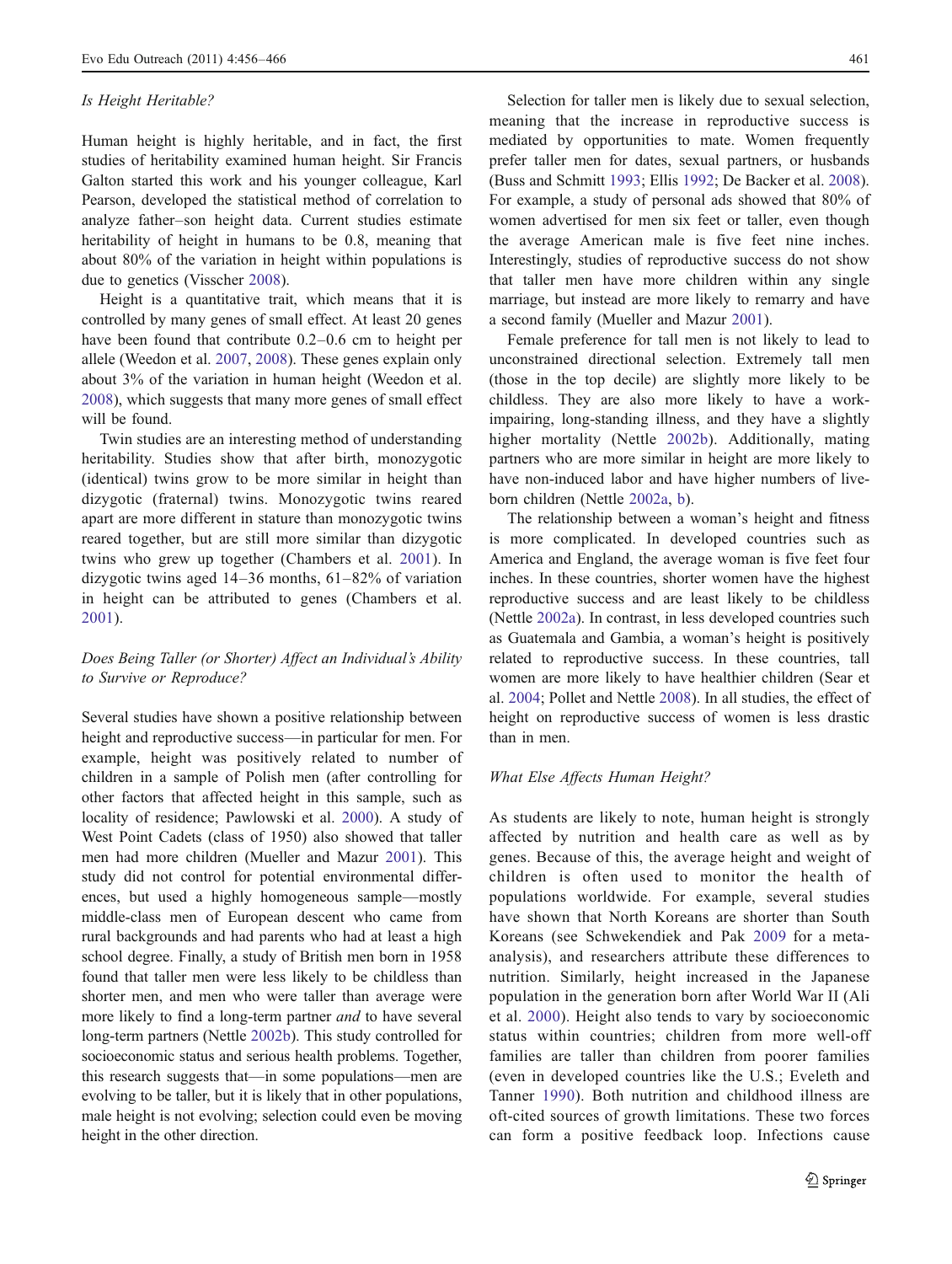### *Is Height Heritable?*

Human height is highly heritable, and in fact, the first studies of heritability examined human height. Sir Francis Galton started this work and his younger colleague, Karl Pearson, developed the statistical method of correlation to analyze father–son height data. Current studies estimate heritability of height in humans to be 0.8, meaning that about 80% of the variation in height within populations is due to genetics (Visscher 2008).

Height is a quantitative trait, which means that it is controlled by many genes of small effect. At least 20 genes have been found that contribute 0.2–0.6 cm to height per allele (Weedon et al. 2007, 2008). These genes explain only about 3% of the variation in human height (Weedon et al. 2008), which suggests that many more genes of small effect will be found.

Twin studies are an interesting method of understanding heritability. Studies show that after birth, monozygotic (identical) twins grow to be more similar in height than dizygotic (fraternal) twins. Monozygotic twins reared apart are more different in stature than monozygotic twins reared together, but are still more similar than dizygotic twins who grew up together (Chambers et al. 2001). In dizygotic twins aged 14–36 months, 61–82% of variation in height can be attributed to genes (Chambers et al. 2001).

### *Does Being Taller (or Shorter) Affect an Individual's Ability to Survive or Reproduce?*

Several studies have shown a positive relationship between height and reproductive success—in particular for men. For example, height was positively related to number of children in a sample of Polish men (after controlling for other factors that affected height in this sample, such as locality of residence; Pawlowski et al. 2000). A study of West Point Cadets (class of 1950) also showed that taller men had more children (Mueller and Mazur 2001). This study did not control for potential environmental differences, but used a highly homogeneous sample—mostly middle-class men of European descent who came from rural backgrounds and had parents who had at least a high school degree. Finally, a study of British men born in 1958 found that taller men were less likely to be childless than shorter men, and men who were taller than average were more likely to find a long-term partner *and* to have several long-term partners (Nettle 2002b). This study controlled for socioeconomic status and serious health problems. Together, this research suggests that—in some populations—men are evolving to be taller, but it is likely that in other populations, male height is not evolving; selection could even be moving height in the other direction.

Selection for taller men is likely due to sexual selection, meaning that the increase in reproductive success is mediated by opportunities to mate. Women frequently prefer taller men for dates, sexual partners, or husbands (Buss and Schmitt 1993; Ellis 1992; De Backer et al. 2008). For example, a study of personal ads showed that 80% of women advertised for men six feet or taller, even though the average American male is five feet nine inches. Interestingly, studies of reproductive success do not show that taller men have more children within any single marriage, but instead are more likely to remarry and have a second family (Mueller and Mazur 2001).

Female preference for tall men is not likely to lead to unconstrained directional selection. Extremely tall men (those in the top decile) are slightly more likely to be childless. They are also more likely to have a work-impairing, long-standing illness, and they have a slightly higher mortality (Nettle 2002b). Additionally, mating partners who are more similar in height are more likely to have non-induced labor and have higher numbers of live-born children (Nettle 2002a, b).

The relationship between a woman's height and fitness is more complicated. In developed countries such as America and England, the average woman is five feet four inches. In these countries, shorter women have the highest reproductive success and are least likely to be childless (Nettle 2002a). In contrast, in less developed countries such as Guatemala and Gambia, a woman's height is positively related to reproductive success. In these countries, tall women are more likely to have healthier children (Sear et al. 2004; Pollet and Nettle 2008). In all studies, the effect of height on reproductive success of women is less drastic than in men.

### *What Else Affects Human Height?*

As students are likely to note, human height is strongly affected by nutrition and health care as well as by genes. Because of this, the average height and weight of children is often used to monitor the health of populations worldwide. For example, several studies have shown that North Koreans are shorter than South Koreans (see Schwekendiek and Pak 2009 for a meta-analysis), and researchers attribute these differences to nutrition. Similarly, height increased in the Japanese population in the generation born after World War II (Ali et al. 2000). Height also tends to vary by socioeconomic status within countries; children from more well-off families are taller than children from poorer families (even in developed countries like the U.S.; Eveleth and Tanner 1990). Both nutrition and childhood illness are oft-cited sources of growth limitations. These two forces can form a positive feedback loop. Infections cause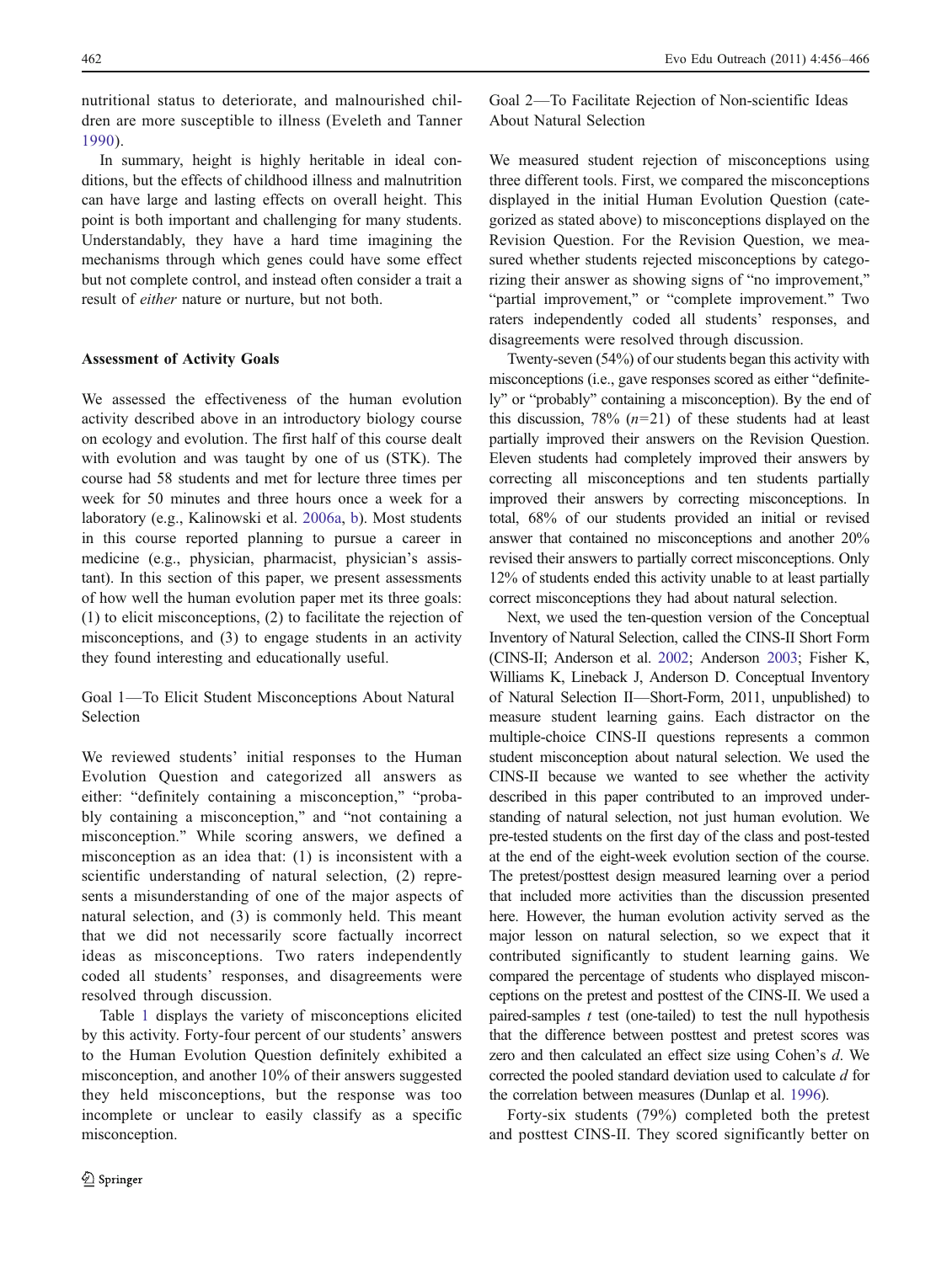nutritional status to deteriorate, and malnourished children are more susceptible to illness (Eveleth and Tanner 1990).

In summary, height is highly heritable in ideal conditions, but the effects of childhood illness and malnutrition can have large and lasting effects on overall height. This point is both important and challenging for many students. Understandably, they have a hard time imagining the mechanisms through which genes could have some effect but not complete control, and instead often consider a trait a result of *either* nature or nurture, but not both.

## Assessment of Activity Goals

We assessed the effectiveness of the human evolution activity described above in an introductory biology course on ecology and evolution. The first half of this course dealt with evolution and was taught by one of us (STK). The course had 58 students and met for lecture three times per week for 50 minutes and three hours once a week for a laboratory (e.g., Kalinowski et al. 2006a, b). Most students in this course reported planning to pursue a career in medicine (e.g., physician, pharmacist, physician's assistant). In this section of this paper, we present assessments of how well the human evolution paper met its three goals: (1) to elicit misconceptions, (2) to facilitate the rejection of misconceptions, and (3) to engage students in an activity they found interesting and educationally useful.

### Goal 1—To Elicit Student Misconceptions About Natural Selection

We reviewed students' initial responses to the Human Evolution Question and categorized all answers as either: "definitely containing a misconception," "probably containing a misconception," and "not containing a misconception." While scoring answers, we defined a misconception as an idea that: (1) is inconsistent with a scientific understanding of natural selection, (2) represents a misunderstanding of one of the major aspects of natural selection, and (3) is commonly held. This meant that we did not necessarily score factually incorrect ideas as misconceptions. Two raters independently coded all students' responses, and disagreements were resolved through discussion.

Table 1 displays the variety of misconceptions elicited by this activity. Forty-four percent of our students' answers to the Human Evolution Question definitely exhibited a misconception, and another 10% of their answers suggested they held misconceptions, but the response was too incomplete or unclear to easily classify as a specific misconception.

### Goal 2—To Facilitate Rejection of Non-scientific Ideas About Natural Selection

We measured student rejection of misconceptions using three different tools. First, we compared the misconceptions displayed in the initial Human Evolution Question (categorized as stated above) to misconceptions displayed on the Revision Question. For the Revision Question, we measured whether students rejected misconceptions by categorizing their answer as showing signs of "no improvement," "partial improvement," or "complete improvement." Two raters independently coded all students' responses, and disagreements were resolved through discussion.

Twenty-seven (54%) of our students began this activity with misconceptions (i.e., gave responses scored as either "definitely" or "probably" containing a misconception). By the end of this discussion, 78% ($n=21$) of these students had at least partially improved their answers on the Revision Question. Eleven students had completely improved their answers by correcting all misconceptions and ten students partially improved their answers by correcting misconceptions. In total, 68% of our students provided an initial or revised answer that contained no misconceptions and another 20% revised their answers to partially correct misconceptions. Only 12% of students ended this activity unable to at least partially correct misconceptions they had about natural selection.

Next, we used the ten-question version of the Conceptual Inventory of Natural Selection, called the CINS-II Short Form (CINS-II; Anderson et al. 2002; Anderson 2003; Fisher K, Williams K, Lineback J, Anderson D. Conceptual Inventory of Natural Selection II—Short-Form, 2011, unpublished) to measure student learning gains. Each distractor on the multiple-choice CINS-II questions represents a common student misconception about natural selection. We used the CINS-II because we wanted to see whether the activity described in this paper contributed to an improved understanding of natural selection, not just human evolution. We pre-tested students on the first day of the class and post-tested at the end of the eight-week evolution section of the course. The pretest/posttest design measured learning over a period that included more activities than the discussion presented here. However, the human evolution activity served as the major lesson on natural selection, so we expect that it contributed significantly to student learning gains. We compared the percentage of students who displayed misconceptions on the pretest and posttest of the CINS-II. We used a paired-samples $t$ test (one-tailed) to test the null hypothesis that the difference between posttest and pretest scores was zero and then calculated an effect size using Cohen's $d$. We corrected the pooled standard deviation used to calculate $d$ for the correlation between measures (Dunlap et al. 1996).

Forty-six students (79%) completed both the pretest and posttest CINS-II. They scored significantly better on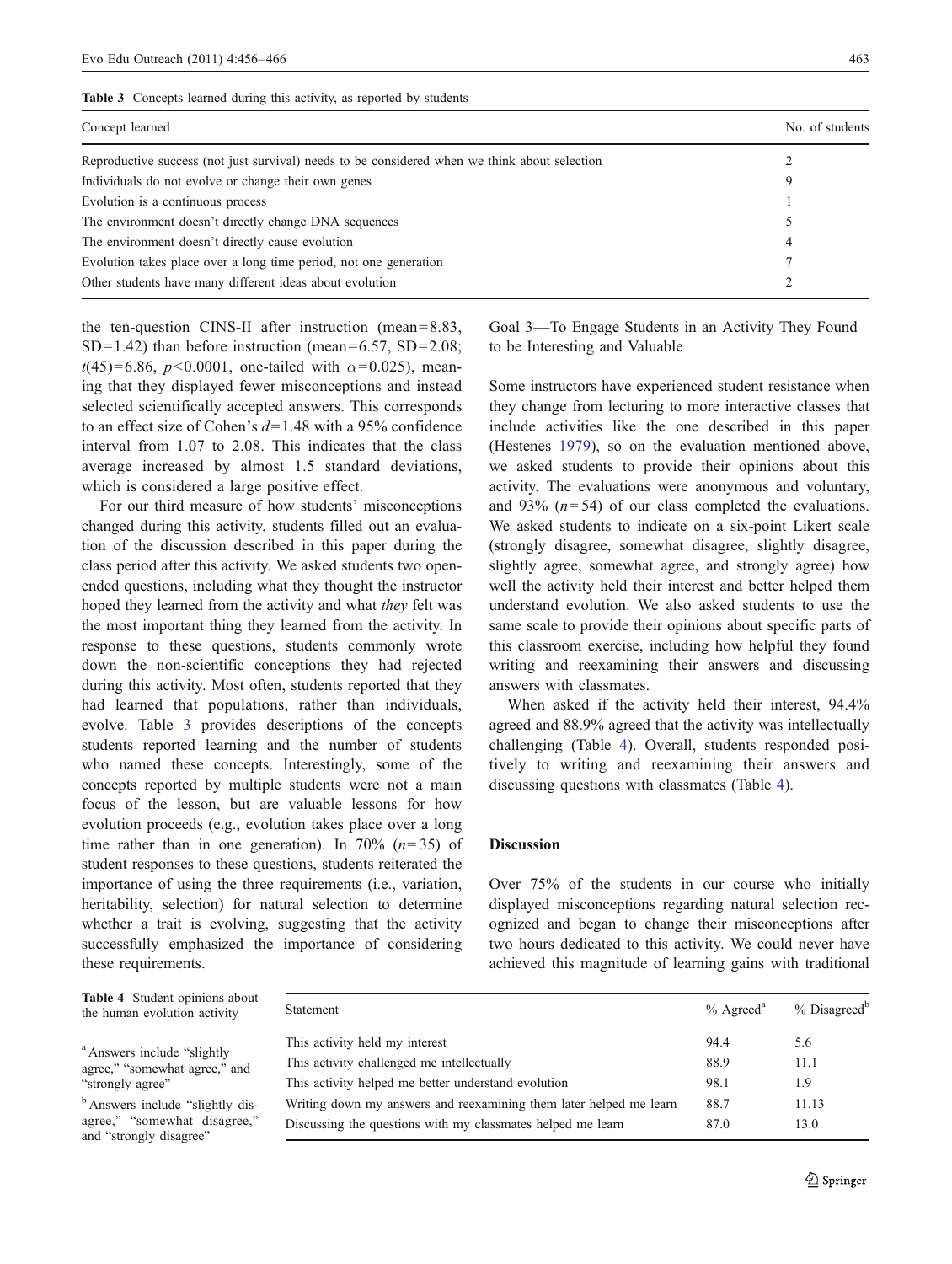**Table 3** Concepts learned during this activity, as reported by students

| Concept learned | No. of students |
|---|---|
| Reproductive success (not just survival) needs to be considered when we think about selection | 2 |
| Individuals do not evolve or change their own genes | 9 |
| Evolution is a continuous process | 1 |
| The environment doesn't directly change DNA sequences | 5 |
| The environment doesn't directly cause evolution | 4 |
| Evolution takes place over a long time period, not one generation | 7 |
| Other students have many different ideas about evolution | 2 |

the ten-question CINS-II after instruction (mean=8.83, SD=1.42) than before instruction (mean=6.57, SD=2.08; $t(45)=6.86$, $p<0.0001$, one-tailed with $\alpha=0.025$), meaning that they displayed fewer misconceptions and instead selected scientifically accepted answers. This corresponds to an effect size of Cohen's $d=1.48$ with a 95% confidence interval from 1.07 to 2.08. This indicates that the class average increased by almost 1.5 standard deviations, which is considered a large positive effect.

For our third measure of how students' misconceptions changed during this activity, students filled out an evaluation of the discussion described in this paper during the class period after this activity. We asked students two open-ended questions, including what they thought the instructor hoped they learned from the activity and what *they* felt was the most important thing they learned from the activity. In response to these questions, students commonly wrote down the non-scientific conceptions they had rejected during this activity. Most often, students reported that they had learned that populations, rather than individuals, evolve. Table 3 provides descriptions of the concepts students reported learning and the number of students who named these concepts. Interestingly, some of the concepts reported by multiple students were not a main focus of the lesson, but are valuable lessons for how evolution proceeds (e.g., evolution takes place over a long time rather than in one generation). In 70% ($n=35$) of student responses to these questions, students reiterated the importance of using the three requirements (i.e., variation, heritability, selection) for natural selection to determine whether a trait is evolving, suggesting that the activity successfully emphasized the importance of considering these requirements.

### Goal 3—To Engage Students in an Activity They Found to be Interesting and Valuable

Some instructors have experienced student resistance when they change from lecturing to more interactive classes that include activities like the one described in this paper (Hestenes 1979), so on the evaluation mentioned above, we asked students to provide their opinions about this activity. The evaluations were anonymous and voluntary, and 93% ($n=54$) of our class completed the evaluations. We asked students to indicate on a six-point Likert scale (strongly disagree, somewhat disagree, slightly disagree, slightly agree, somewhat agree, and strongly agree) how well the activity held their interest and better helped them understand evolution. We also asked students to use the same scale to provide their opinions about specific parts of this classroom exercise, including how helpful they found writing and reexamining their answers and discussing answers with classmates.

When asked if the activity held their interest, 94.4% agreed and 88.9% agreed that the activity was intellectually challenging (Table 4). Overall, students responded positively to writing and reexamining their answers and discussing questions with classmates (Table 4).

## Discussion

Over 75% of the students in our course who initially displayed misconceptions regarding natural selection recognized and began to change their misconceptions after two hours dedicated to this activity. We could never have achieved this magnitude of learning gains with traditional

**Table 4** Student opinions about the human evolution activity

| Statement | % Agreed[a] | % Disagreed[b] |
|---|---|---|
| This activity held my interest | 94.4 | 5.6 |
| This activity challenged me intellectually | 88.9 | 11.1 |
| This activity helped me better understand evolution | 98.1 | 1.9 |
| Writing down my answers and reexamining them later helped me learn | 88.7 | 11.13 |
| Discussing the questions with my classmates helped me learn | 87.0 | 13.0 |

[a] Answers include "slightly agree," "somewhat agree," and "strongly agree"

[b] Answers include "slightly disagree," "somewhat disagree," and "strongly disagree"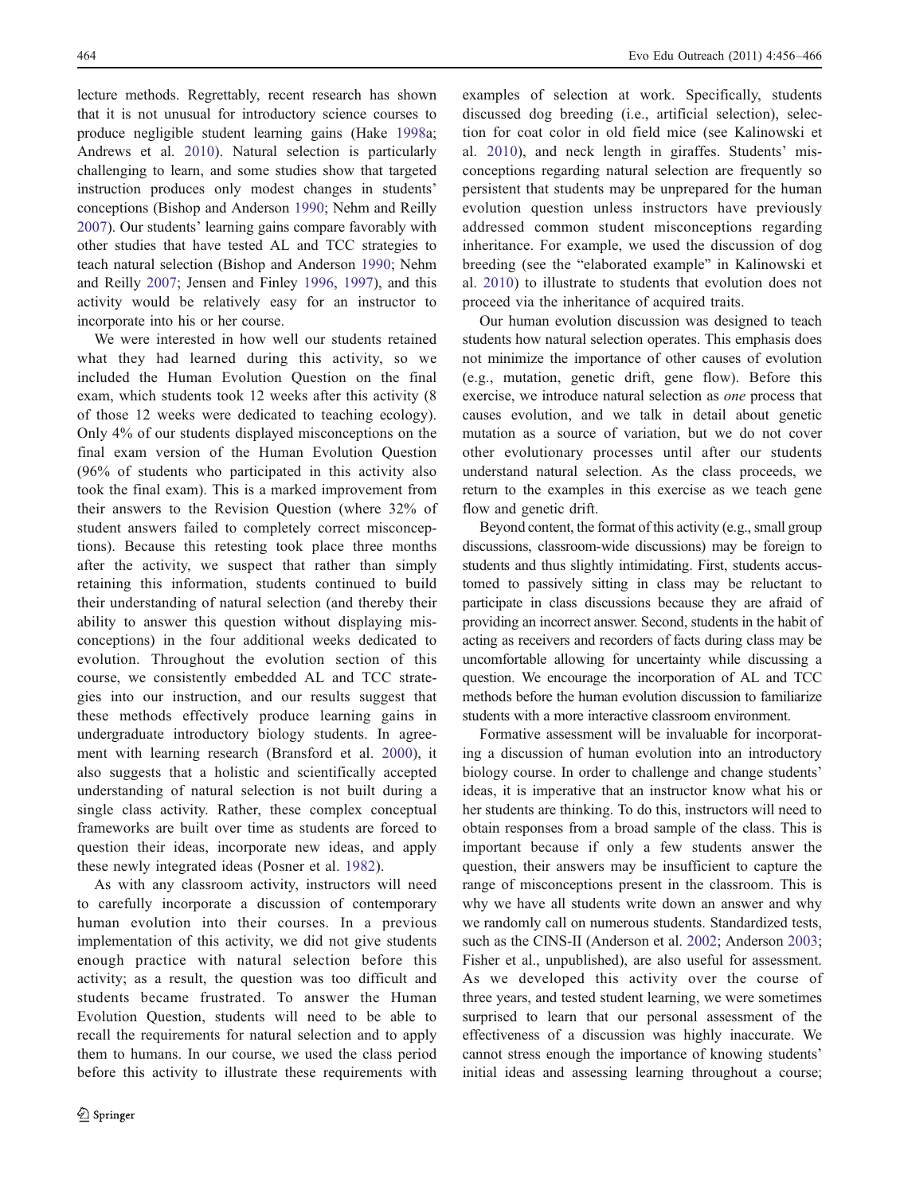lecture methods. Regrettably, recent research has shown that it is not unusual for introductory science courses to produce negligible student learning gains (Hake 1998a; Andrews et al. 2010). Natural selection is particularly challenging to learn, and some studies show that targeted instruction produces only modest changes in students' conceptions (Bishop and Anderson 1990; Nehm and Reilly 2007). Our students' learning gains compare favorably with other studies that have tested AL and TCC strategies to teach natural selection (Bishop and Anderson 1990; Nehm and Reilly 2007; Jensen and Finley 1996, 1997), and this activity would be relatively easy for an instructor to incorporate into his or her course.

We were interested in how well our students retained what they had learned during this activity, so we included the Human Evolution Question on the final exam, which students took 12 weeks after this activity (8 of those 12 weeks were dedicated to teaching ecology). Only 4% of our students displayed misconceptions on the final exam version of the Human Evolution Question (96% of students who participated in this activity also took the final exam). This is a marked improvement from their answers to the Revision Question (where 32% of student answers failed to completely correct misconceptions). Because this retesting took place three months after the activity, we suspect that rather than simply retaining this information, students continued to build their understanding of natural selection (and thereby their ability to answer this question without displaying misconceptions) in the four additional weeks dedicated to evolution. Throughout the evolution section of this course, we consistently embedded AL and TCC strategies into our instruction, and our results suggest that these methods effectively produce learning gains in undergraduate introductory biology students. In agreement with learning research (Bransford et al. 2000), it also suggests that a holistic and scientifically accepted understanding of natural selection is not built during a single class activity. Rather, these complex conceptual frameworks are built over time as students are forced to question their ideas, incorporate new ideas, and apply these newly integrated ideas (Posner et al. 1982).

As with any classroom activity, instructors will need to carefully incorporate a discussion of contemporary human evolution into their courses. In a previous implementation of this activity, we did not give students enough practice with natural selection before this activity; as a result, the question was too difficult and students became frustrated. To answer the Human Evolution Question, students will need to be able to recall the requirements for natural selection and to apply them to humans. In our course, we used the class period before this activity to illustrate these requirements with examples of selection at work. Specifically, students discussed dog breeding (i.e., artificial selection), selection for coat color in old field mice (see Kalinowski et al. 2010), and neck length in giraffes. Students' misconceptions regarding natural selection are frequently so persistent that students may be unprepared for the human evolution question unless instructors have previously addressed common student misconceptions regarding inheritance. For example, we used the discussion of dog breeding (see the "elaborated example" in Kalinowski et al. 2010) to illustrate to students that evolution does not proceed via the inheritance of acquired traits.

Our human evolution discussion was designed to teach students how natural selection operates. This emphasis does not minimize the importance of other causes of evolution (e.g., mutation, genetic drift, gene flow). Before this exercise, we introduce natural selection as *one* process that causes evolution, and we talk in detail about genetic mutation as a source of variation, but we do not cover other evolutionary processes until after our students understand natural selection. As the class proceeds, we return to the examples in this exercise as we teach gene flow and genetic drift.

Beyond content, the format of this activity (e.g., small group discussions, classroom-wide discussions) may be foreign to students and thus slightly intimidating. First, students accustomed to passively sitting in class may be reluctant to participate in class discussions because they are afraid of providing an incorrect answer. Second, students in the habit of acting as receivers and recorders of facts during class may be uncomfortable allowing for uncertainty while discussing a question. We encourage the incorporation of AL and TCC methods before the human evolution discussion to familiarize students with a more interactive classroom environment.

Formative assessment will be invaluable for incorporating a discussion of human evolution into an introductory biology course. In order to challenge and change students' ideas, it is imperative that an instructor know what his or her students are thinking. To do this, instructors will need to obtain responses from a broad sample of the class. This is important because if only a few students answer the question, their answers may be insufficient to capture the range of misconceptions present in the classroom. This is why we have all students write down an answer and why we randomly call on numerous students. Standardized tests, such as the CINS-II (Anderson et al. 2002; Anderson 2003; Fisher et al., unpublished), are also useful for assessment. As we developed this activity over the course of three years, and tested student learning, we were sometimes surprised to learn that our personal assessment of the effectiveness of a discussion was highly inaccurate. We cannot stress enough the importance of knowing students' initial ideas and assessing learning throughout a course;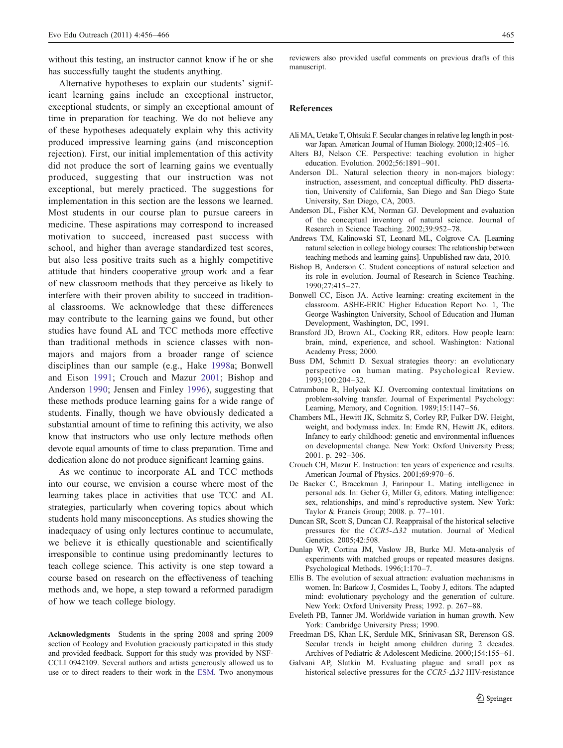without this testing, an instructor cannot know if he or she has successfully taught the students anything.

Alternative hypotheses to explain our students' significant learning gains include an exceptional instructor, exceptional students, or simply an exceptional amount of time in preparation for teaching. We do not believe any of these hypotheses adequately explain why this activity produced impressive learning gains (and misconception rejection). First, our initial implementation of this activity did not produce the sort of learning gains we eventually produced, suggesting that our instruction was not exceptional, but merely practiced. The suggestions for implementation in this section are the lessons we learned. Most students in our course plan to pursue careers in medicine. These aspirations may correspond to increased motivation to succeed, increased past success with school, and higher than average standardized test scores, but also less positive traits such as a highly competitive attitude that hinders cooperative group work and a fear of new classroom methods that they perceive as likely to interfere with their proven ability to succeed in traditional classrooms. We acknowledge that these differences may contribute to the learning gains we found, but other studies have found AL and TCC methods more effective than traditional methods in science classes with non-majors and majors from a broader range of science disciplines than our sample (e.g., Hake 1998a; Bonwell and Eison 1991; Crouch and Mazur 2001; Bishop and Anderson 1990; Jensen and Finley 1996), suggesting that these methods produce learning gains for a wide range of students. Finally, though we have obviously dedicated a substantial amount of time to refining this activity, we also know that instructors who use only lecture methods often devote equal amounts of time to class preparation. Time and dedication alone do not produce significant learning gains.

As we continue to incorporate AL and TCC methods into our course, we envision a course where most of the learning takes place in activities that use TCC and AL strategies, particularly when covering topics about which students hold many misconceptions. As studies showing the inadequacy of using only lectures continue to accumulate, we believe it is ethically questionable and scientifically irresponsible to continue using predominantly lectures to teach college science. This activity is one step toward a course based on research on the effectiveness of teaching methods and, we hope, a step toward a reformed paradigm of how we teach college biology.

**Acknowledgments** Students in the spring 2008 and spring 2009 section of Ecology and Evolution graciously participated in this study and provided feedback. Support for this study was provided by NSF-CCLI 0942109. Several authors and artists generously allowed us to use or to direct readers to their work in the ESM. Two anonymous reviewers also provided useful comments on previous drafts of this manuscript.

## References

Ali MA, Uetake T, Ohtsuki F. Secular changes in relative leg length in post-war Japan. American Journal of Human Biology. 2000;12:405–16.

Alters BJ, Nelson CE. Perspective: teaching evolution in higher education. Evolution. 2002;56:1891–901.

Anderson DL. Natural selection theory in non-majors biology: instruction, assessment, and conceptual difficulty. PhD dissertation, University of California, San Diego and San Diego State University, San Diego, CA, 2003.

Anderson DL, Fisher KM, Norman GJ. Development and evaluation of the conceptual inventory of natural science. Journal of Research in Science Teaching. 2002;39:952–78.

Andrews TM, Kalinowski ST, Leonard ML, Colgrove CA. [Learning natural selection in college biology courses: The relationship between teaching methods and learning gains]. Unpublished raw data, 2010.

Bishop B, Anderson C. Student conceptions of natural selection and its role in evolution. Journal of Research in Science Teaching. 1990;27:415–27.

Bonwell CC, Eison JA. Active learning: creating excitement in the classroom. ASHE-ERIC Higher Education Report No. 1, The George Washington University, School of Education and Human Development, Washington, DC, 1991.

Bransford JD, Brown AL, Cocking RR, editors. How people learn: brain, mind, experience, and school. Washington: National Academy Press; 2000.

Buss DM, Schmitt D. Sexual strategies theory: an evolutionary perspective on human mating. Psychological Review. 1993;100:204–32.

Catrambone R, Holyoak KJ. Overcoming contextual limitations on problem-solving transfer. Journal of Experimental Psychology: Learning, Memory, and Cognition. 1989;15:1147–56.

Chambers ML, Hewitt JK, Schmitz S, Corley RP, Fulker DW. Height, weight, and bodymass index. In: Emde RN, Hewitt JK, editors. Infancy to early childhood: genetic and environmental influences on developmental change. New York: Oxford University Press; 2001. p. 292–306.

Crouch CH, Mazur E. Instruction: ten years of experience and results. American Journal of Physics. 2001;69:970–6.

De Backer C, Braeckman J, Farinpour L. Mating intelligence in personal ads. In: Geher G, Miller G, editors. Mating intelligence: sex, relationships, and mind's reproductive system. New York: Taylor & Francis Group; 2008. p. 77–101.

Duncan SR, Scott S, Duncan CJ. Reappraisal of the historical selective pressures for the *CCR5-Δ32* mutation. Journal of Medical Genetics. 2005;42:508.

Dunlap WP, Cortina JM, Vaslow JB, Burke MJ. Meta-analysis of experiments with matched groups or repeated measures designs. Psychological Methods. 1996;1:170–7.

Ellis B. The evolution of sexual attraction: evaluation mechanisms in women. In: Barkow J, Cosmides L, Tooby J, editors. The adapted mind: evolutionary psychology and the generation of culture. New York: Oxford University Press; 1992. p. 267–88.

Eveleth PB, Tanner JM. Worldwide variation in human growth. New York: Cambridge University Press; 1990.

Freedman DS, Khan LK, Serdule MK, Srinivasan SR, Berenson GS. Secular trends in height among children during 2 decades. Archives of Pediatric & Adolescent Medicine. 2000;154:155–61.

Galvani AP, Slatkin M. Evaluating plague and small pox as historical selective pressures for the *CCR5-Δ32* HIV-resistance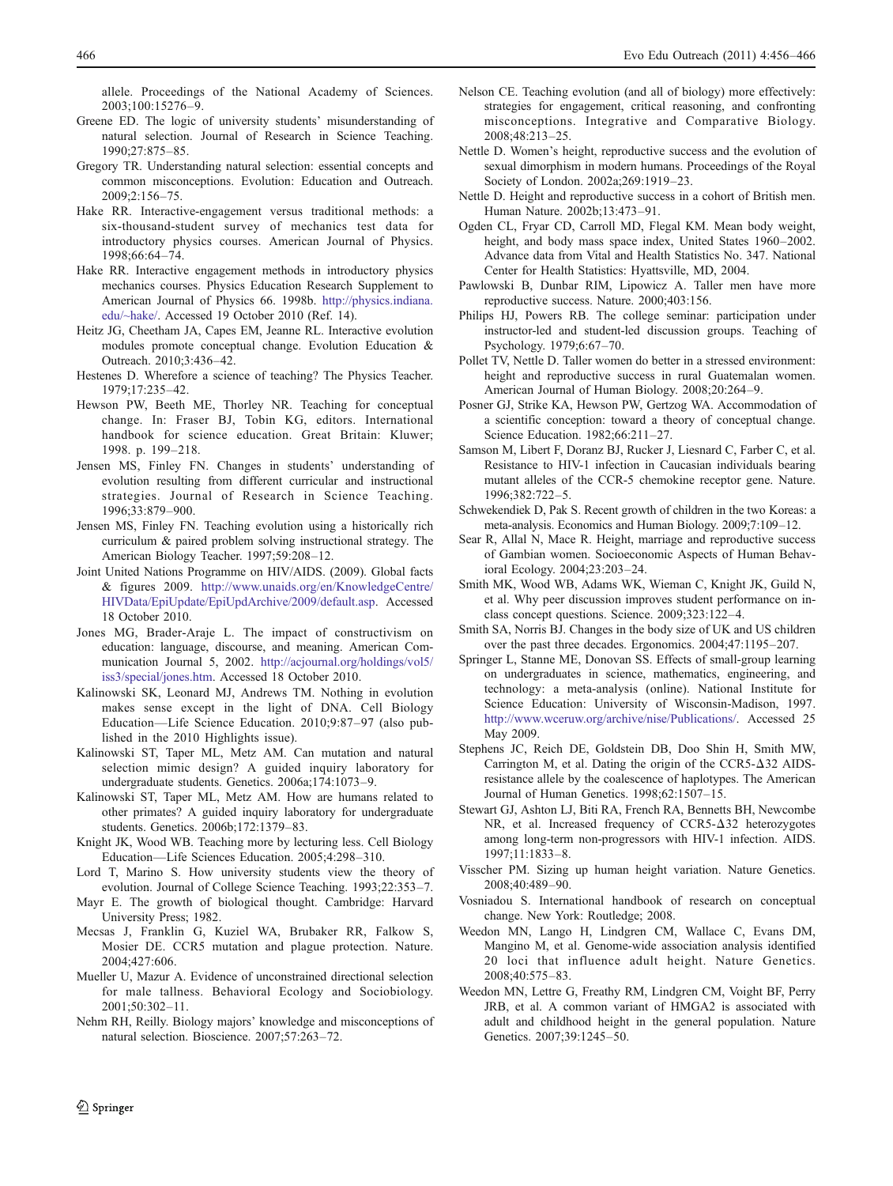allele. Proceedings of the National Academy of Sciences. 2003;100:15276–9.

Greene ED. The logic of university students' misunderstanding of natural selection. Journal of Research in Science Teaching. 1990;27:875–85.

Gregory TR. Understanding natural selection: essential concepts and common misconceptions. Evolution: Education and Outreach. 2009;2:156–75.

Hake RR. Interactive-engagement versus traditional methods: a six-thousand-student survey of mechanics test data for introductory physics courses. American Journal of Physics. 1998;66:64–74.

Hake RR. Interactive engagement methods in introductory physics mechanics courses. Physics Education Research Supplement to American Journal of Physics 66. 1998b. http://physics.indiana.edu/~hake/. Accessed 19 October 2010 (Ref. 14).

Heitz JG, Cheetham JA, Capes EM, Jeanne RL. Interactive evolution modules promote conceptual change. Evolution Education & Outreach. 2010;3:436–42.

Hestenes D. Wherefore a science of teaching? The Physics Teacher. 1979;17:235–42.

Hewson PW, Beeth ME, Thorley NR. Teaching for conceptual change. In: Fraser BJ, Tobin KG, editors. International handbook for science education. Great Britain: Kluwer; 1998. p. 199–218.

Jensen MS, Finley FN. Changes in students' understanding of evolution resulting from different curricular and instructional strategies. Journal of Research in Science Teaching. 1996;33:879–900.

Jensen MS, Finley FN. Teaching evolution using a historically rich curriculum & paired problem solving instructional strategy. The American Biology Teacher. 1997;59:208–12.

Joint United Nations Programme on HIV/AIDS. (2009). Global facts & figures 2009. http://www.unaids.org/en/KnowledgeCentre/HIVData/EpiUpdate/EpiUpdArchive/2009/default.asp. Accessed 18 October 2010.

Jones MG, Brader-Araje L. The impact of constructivism on education: language, discourse, and meaning. American Communication Journal 5, 2002. http://acjournal.org/holdings/vol5/iss3/special/jones.htm. Accessed 18 October 2010.

Kalinowski SK, Leonard MJ, Andrews TM. Nothing in evolution makes sense except in the light of DNA. Cell Biology Education—Life Science Education. 2010;9:87–97 (also published in the 2010 Highlights issue).

Kalinowski ST, Taper ML, Metz AM. Can mutation and natural selection mimic design? A guided inquiry laboratory for undergraduate students. Genetics. 2006a;174:1073–9.

Kalinowski ST, Taper ML, Metz AM. How are humans related to other primates? A guided inquiry laboratory for undergraduate students. Genetics. 2006b;172:1379–83.

Knight JK, Wood WB. Teaching more by lecturing less. Cell Biology Education—Life Sciences Education. 2005;4:298–310.

Lord T, Marino S. How university students view the theory of evolution. Journal of College Science Teaching. 1993;22:353–7.

Mayr E. The growth of biological thought. Cambridge: Harvard University Press; 1982.

Mecsas J, Franklin G, Kuziel WA, Brubaker RR, Falkow S, Mosier DE. CCR5 mutation and plague protection. Nature. 2004;427:606.

Mueller U, Mazur A. Evidence of unconstrained directional selection for male tallness. Behavioral Ecology and Sociobiology. 2001;50:302–11.

Nehm RH, Reilly. Biology majors' knowledge and misconceptions of natural selection. Bioscience. 2007;57:263–72.

Nelson CE. Teaching evolution (and all of biology) more effectively: strategies for engagement, critical reasoning, and confronting misconceptions. Integrative and Comparative Biology. 2008;48:213–25.

Nettle D. Women's height, reproductive success and the evolution of sexual dimorphism in modern humans. Proceedings of the Royal Society of London. 2002a;269:1919–23.

Nettle D. Height and reproductive success in a cohort of British men. Human Nature. 2002b;13:473–91.

Ogden CL, Fryar CD, Carroll MD, Flegal KM. Mean body weight, height, and body mass space index, United States 1960–2002. Advance data from Vital and Health Statistics No. 347. National Center for Health Statistics: Hyattsville, MD, 2004.

Pawlowski B, Dunbar RIM, Lipowicz A. Taller men have more reproductive success. Nature. 2000;403:156.

Philips HJ, Powers RB. The college seminar: participation under instructor-led and student-led discussion groups. Teaching of Psychology. 1979;6:67–70.

Pollet TV, Nettle D. Taller women do better in a stressed environment: height and reproductive success in rural Guatemalan women. American Journal of Human Biology. 2008;20:264–9.

Posner GJ, Strike KA, Hewson PW, Gertzog WA. Accommodation of a scientific conception: toward a theory of conceptual change. Science Education. 1982;66:211–27.

Samson M, Libert F, Doranz BJ, Rucker J, Liesnard C, Farber C, et al. Resistance to HIV-1 infection in Caucasian individuals bearing mutant alleles of the CCR-5 chemokine receptor gene. Nature. 1996;382:722–5.

Schwekendiek D, Pak S. Recent growth of children in the two Koreas: a meta-analysis. Economics and Human Biology. 2009;7:109–12.

Sear R, Allal N, Mace R. Height, marriage and reproductive success of Gambian women. Socioeconomic Aspects of Human Behavioral Ecology. 2004;23:203–24.

Smith MK, Wood WB, Adams WK, Wieman C, Knight JK, Guild N, et al. Why peer discussion improves student performance on in-class concept questions. Science. 2009;323:122–4.

Smith SA, Norris BJ. Changes in the body size of UK and US children over the past three decades. Ergonomics. 2004;47:1195–207.

Springer L, Stanne ME, Donovan SS. Effects of small-group learning on undergraduates in science, mathematics, engineering, and technology: a meta-analysis (online). National Institute for Science Education: University of Wisconsin-Madison, 1997. http://www.wceruw.org/archive/nise/Publications/. Accessed 25 May 2009.

Stephens JC, Reich DE, Goldstein DB, Doo Shin H, Smith MW, Carrington M, et al. Dating the origin of the CCR5-Δ32 AIDS-resistance allele by the coalescence of haplotypes. The American Journal of Human Genetics. 1998;62:1507–15.

Stewart GJ, Ashton LJ, Biti RA, French RA, Bennetts BH, Newcombe NR, et al. Increased frequency of CCR5-Δ32 heterozygotes among long-term non-progressors with HIV-1 infection. AIDS. 1997;11:1833–8.

Visscher PM. Sizing up human height variation. Nature Genetics. 2008;40:489–90.

Vosniadou S. International handbook of research on conceptual change. New York: Routledge; 2008.

Weedon MN, Lango H, Lindgren CM, Wallace C, Evans DM, Mangino M, et al. Genome-wide association analysis identified 20 loci that influence adult height. Nature Genetics. 2008;40:575–83.

Weedon MN, Lettre G, Freathy RM, Lindgren CM, Voight BF, Perry JRB, et al. A common variant of HMGA2 is associated with adult and childhood height in the general population. Nature Genetics. 2007;39:1245–50.